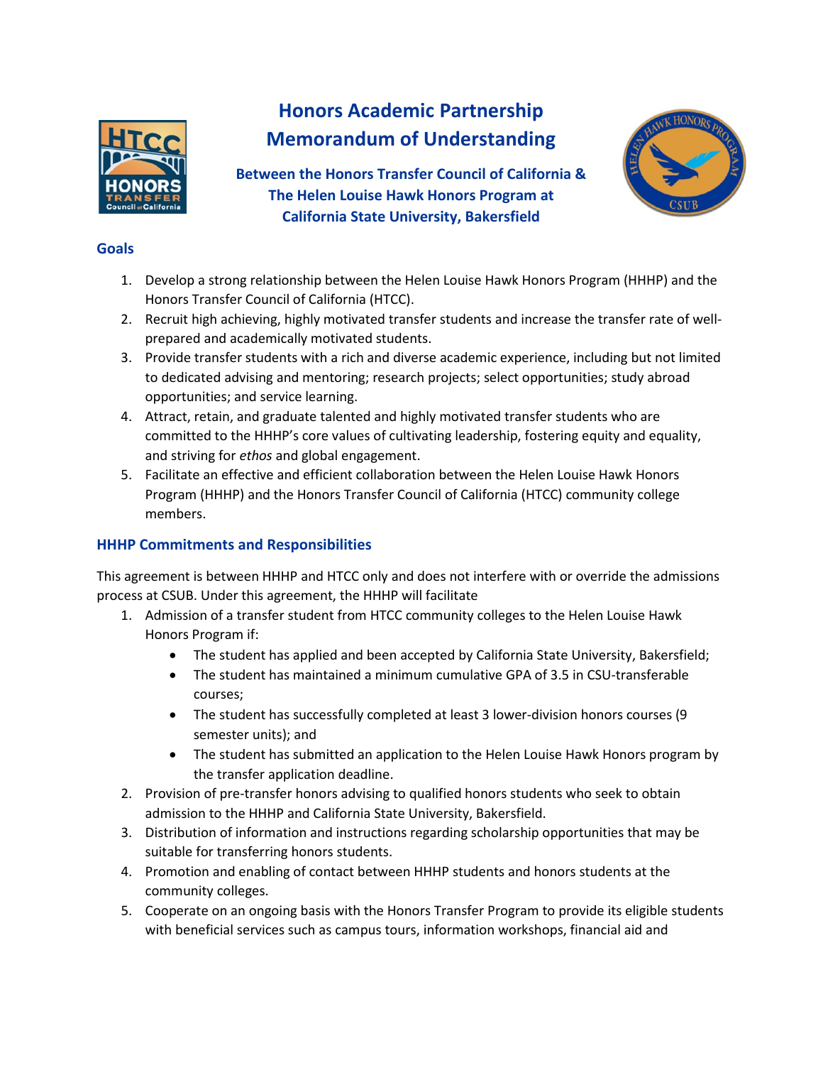# Honors Academic Partnership Memorandum of Understanding

### Between the Honors Transfer Council of California & The Helen Louise Hawk Honors Program at California State University, Bakersfield

## Goals

1. Develop a strong relationship between the Helen Louise Hawk Honors Program (HHHP) and the Honors Transfer Council of California (HTCC).
2. Recruit high achieving, highly motivated transfer students and increase the transfer rate of well-prepared and academically motivated students.
3. Provide transfer students with a rich and diverse academic experience, including but not limited to dedicated advising and mentoring; research projects; select opportunities; study abroad opportunities; and service learning.
4. Attract, retain, and graduate talented and highly motivated transfer students who are committed to the HHHP's core values of cultivating leadership, fostering equity and equality, and striving for *ethos* and global engagement.
5. Facilitate an effective and efficient collaboration between the Helen Louise Hawk Honors Program (HHHP) and the Honors Transfer Council of California (HTCC) community college members.

## HHHP Commitments and Responsibilities

This agreement is between HHHP and HTCC only and does not interfere with or override the admissions process at CSUB. Under this agreement, the HHHP will facilitate

1. Admission of a transfer student from HTCC community colleges to the Helen Louise Hawk Honors Program if:
   - The student has applied and been accepted by California State University, Bakersfield;
   - The student has maintained a minimum cumulative GPA of 3.5 in CSU-transferable courses;
   - The student has successfully completed at least 3 lower-division honors courses (9 semester units); and
   - The student has submitted an application to the Helen Louise Hawk Honors program by the transfer application deadline.
2. Provision of pre-transfer honors advising to qualified honors students who seek to obtain admission to the HHHP and California State University, Bakersfield.
3. Distribution of information and instructions regarding scholarship opportunities that may be suitable for transferring honors students.
4. Promotion and enabling of contact between HHHP students and honors students at the community colleges.
5. Cooperate on an ongoing basis with the Honors Transfer Program to provide its eligible students with beneficial services such as campus tours, information workshops, financial aid and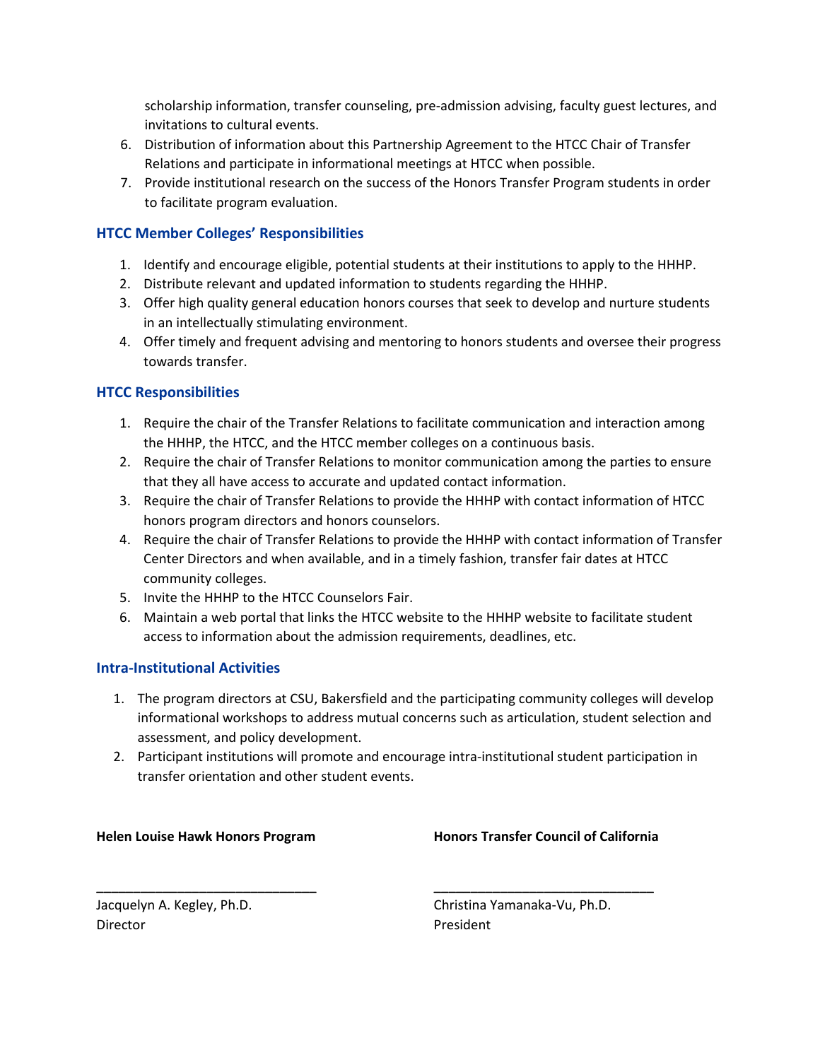scholarship information, transfer counseling, pre-admission advising, faculty guest lectures, and invitations to cultural events.

6. Distribution of information about this Partnership Agreement to the HTCC Chair of Transfer Relations and participate in informational meetings at HTCC when possible.
7. Provide institutional research on the success of the Honors Transfer Program students in order to facilitate program evaluation.

### HTCC Member Colleges' Responsibilities

1. Identify and encourage eligible, potential students at their institutions to apply to the HHHP.
2. Distribute relevant and updated information to students regarding the HHHP.
3. Offer high quality general education honors courses that seek to develop and nurture students in an intellectually stimulating environment.
4. Offer timely and frequent advising and mentoring to honors students and oversee their progress towards transfer.

### HTCC Responsibilities

1. Require the chair of the Transfer Relations to facilitate communication and interaction among the HHHP, the HTCC, and the HTCC member colleges on a continuous basis.
2. Require the chair of Transfer Relations to monitor communication among the parties to ensure that they all have access to accurate and updated contact information.
3. Require the chair of Transfer Relations to provide the HHHP with contact information of HTCC honors program directors and honors counselors.
4. Require the chair of Transfer Relations to provide the HHHP with contact information of Transfer Center Directors and when available, and in a timely fashion, transfer fair dates at HTCC community colleges.
5. Invite the HHHP to the HTCC Counselors Fair.
6. Maintain a web portal that links the HTCC website to the HHHP website to facilitate student access to information about the admission requirements, deadlines, etc.

### Intra-Institutional Activities

1. The program directors at CSU, Bakersfield and the participating community colleges will develop informational workshops to address mutual concerns such as articulation, student selection and assessment, and policy development.
2. Participant institutions will promote and encourage intra-institutional student participation in transfer orientation and other student events.

**Helen Louise Hawk Honors Program**

\_\_\_\_\_\_\_\_\_\_\_\_\_\_\_\_\_\_\_\_\_\_\_\_\_\_\_\_\_\_

Jacquelyn A. Kegley, Ph.D.
Director

**Honors Transfer Council of California**

\_\_\_\_\_\_\_\_\_\_\_\_\_\_\_\_\_\_\_\_\_\_\_\_\_\_\_\_\_\_

Christina Yamanaka-Vu, Ph.D.
President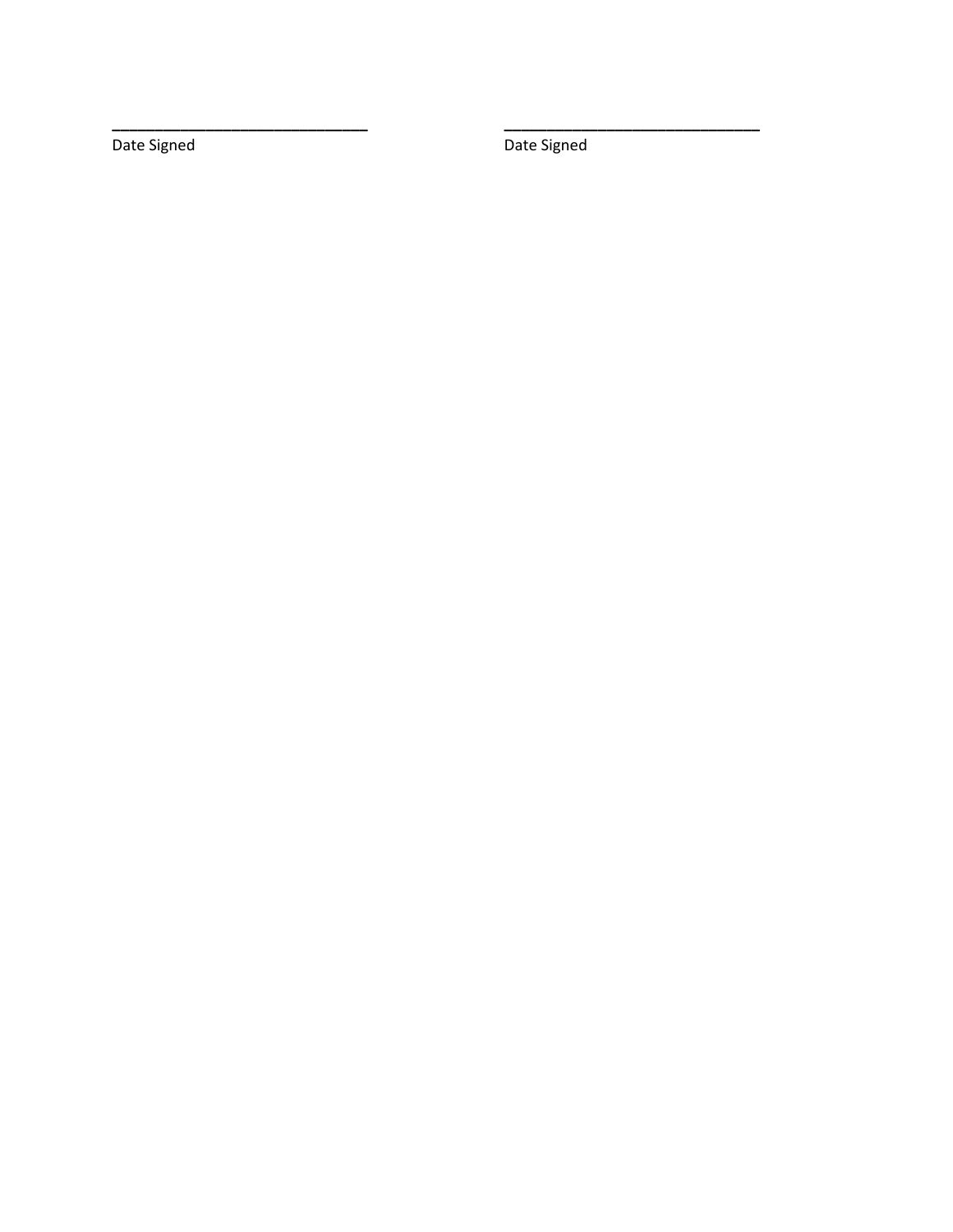_____________________________ _____________________________

Date Signed Date Signed